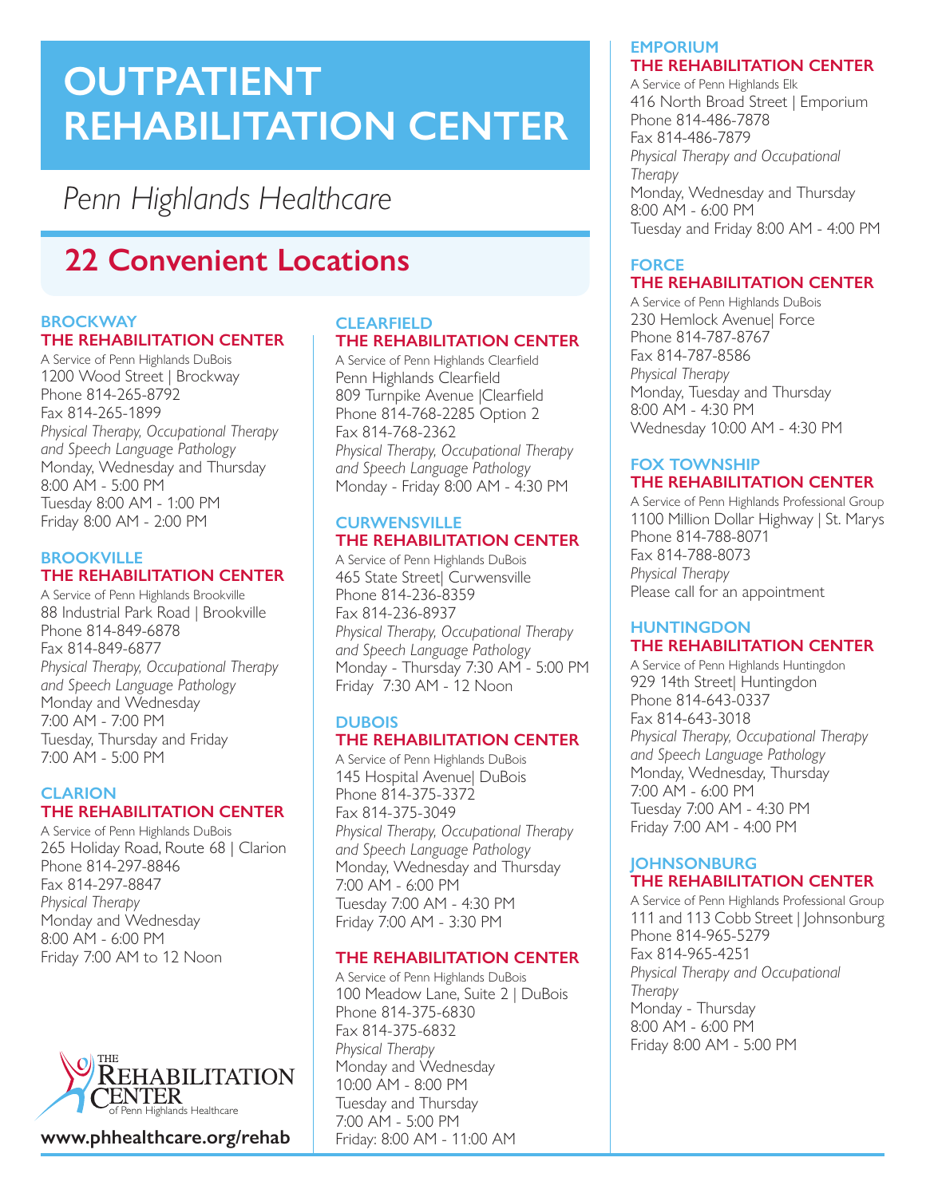# OUTPATIENT REHABILITATION CENTER

*Penn Highlands Healthcare*

## 22 Convenient Locations

### BROCKWAY
### THE REHABILITATION CENTER

A Service of Penn Highlands DuBois
1200 Wood Street | Brockway
Phone 814-265-8792
Fax 814-265-1899
*Physical Therapy, Occupational Therapy and Speech Language Pathology*
Monday, Wednesday and Thursday
8:00 AM - 5:00 PM
Tuesday 8:00 AM - 1:00 PM
Friday 8:00 AM - 2:00 PM

### BROOKVILLE
### THE REHABILITATION CENTER

A Service of Penn Highlands Brookville
88 Industrial Park Road | Brookville
Phone 814-849-6878
Fax 814-849-6877
*Physical Therapy, Occupational Therapy and Speech Language Pathology*
Monday and Wednesday
7:00 AM - 7:00 PM
Tuesday, Thursday and Friday
7:00 AM - 5:00 PM

### CLARION
### THE REHABILITATION CENTER

A Service of Penn Highlands DuBois
265 Holiday Road, Route 68 | Clarion
Phone 814-297-8846
Fax 814-297-8847
*Physical Therapy*
Monday and Wednesday
8:00 AM - 6:00 PM
Friday 7:00 AM to 12 Noon

THE REHABILITATION CENTER of Penn Highlands Healthcare

**www.phhealthcare.org/rehab**

### CLEARFIELD
### THE REHABILITATION CENTER

A Service of Penn Highlands Clearfield
Penn Highlands Clearfield
809 Turnpike Avenue |Clearfield
Phone 814-768-2285 Option 2
Fax 814-768-2362
*Physical Therapy, Occupational Therapy and Speech Language Pathology*
Monday - Friday 8:00 AM - 4:30 PM

### CURWENSVILLE
### THE REHABILITATION CENTER

A Service of Penn Highlands DuBois
465 State Street| Curwensville
Phone 814-236-8359
Fax 814-236-8937
*Physical Therapy, Occupational Therapy and Speech Language Pathology*
Monday - Thursday 7:30 AM - 5:00 PM
Friday 7:30 AM - 12 Noon

### DUBOIS
### THE REHABILITATION CENTER

A Service of Penn Highlands DuBois
145 Hospital Avenue| DuBois
Phone 814-375-3372
Fax 814-375-3049
*Physical Therapy, Occupational Therapy and Speech Language Pathology*
Monday, Wednesday and Thursday
7:00 AM - 6:00 PM
Tuesday 7:00 AM - 4:30 PM
Friday 7:00 AM - 3:30 PM

### THE REHABILITATION CENTER

A Service of Penn Highlands DuBois
100 Meadow Lane, Suite 2 | DuBois
Phone 814-375-6830
Fax 814-375-6832
*Physical Therapy*
Monday and Wednesday
10:00 AM - 8:00 PM
Tuesday and Thursday
7:00 AM - 5:00 PM
Friday: 8:00 AM - 11:00 AM

### EMPORIUM
### THE REHABILITATION CENTER

A Service of Penn Highlands Elk
416 North Broad Street | Emporium
Phone 814-486-7878
Fax 814-486-7879
*Physical Therapy and Occupational Therapy*
Monday, Wednesday and Thursday
8:00 AM - 6:00 PM
Tuesday and Friday 8:00 AM - 4:00 PM

### FORCE
### THE REHABILITATION CENTER

A Service of Penn Highlands DuBois
230 Hemlock Avenue| Force
Phone 814-787-8767
Fax 814-787-8586
*Physical Therapy*
Monday, Tuesday and Thursday
8:00 AM - 4:30 PM
Wednesday 10:00 AM - 4:30 PM

### FOX TOWNSHIP
### THE REHABILITATION CENTER

A Service of Penn Highlands Professional Group
1100 Million Dollar Highway | St. Marys
Phone 814-788-8071
Fax 814-788-8073
*Physical Therapy*
Please call for an appointment

### HUNTINGDON
### THE REHABILITATION CENTER

A Service of Penn Highlands Huntingdon
929 14th Street| Huntingdon
Phone 814-643-0337
Fax 814-643-3018
*Physical Therapy, Occupational Therapy and Speech Language Pathology*
Monday, Wednesday, Thursday
7:00 AM - 6:00 PM
Tuesday 7:00 AM - 4:30 PM
Friday 7:00 AM - 4:00 PM

### JOHNSONBURG
### THE REHABILITATION CENTER

A Service of Penn Highlands Professional Group
111 and 113 Cobb Street | Johnsonburg
Phone 814-965-5279
Fax 814-965-4251
*Physical Therapy and Occupational Therapy*
Monday - Thursday
8:00 AM - 6:00 PM
Friday 8:00 AM - 5:00 PM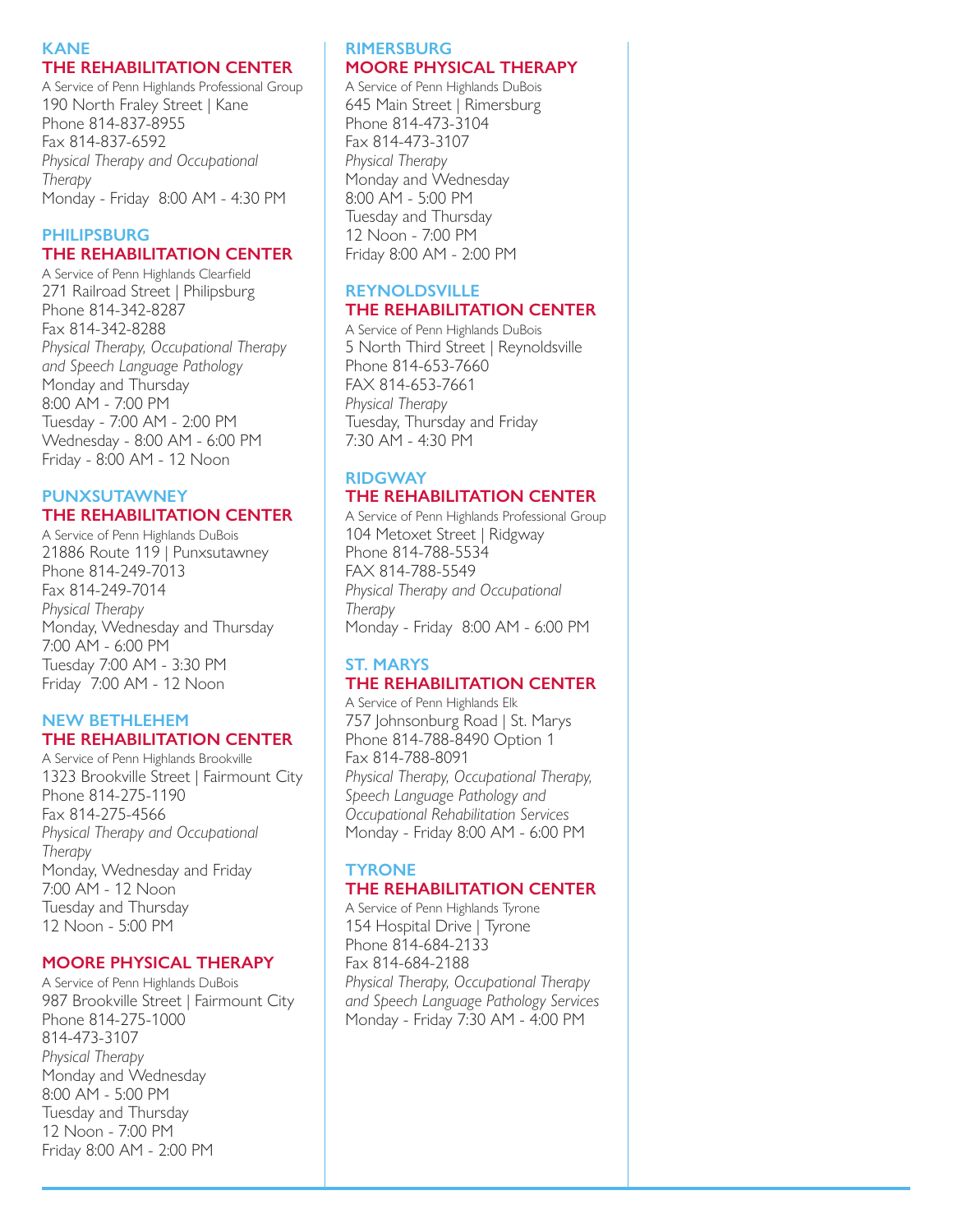## KANE
### THE REHABILITATION CENTER

A Service of Penn Highlands Professional Group
190 North Fraley Street | Kane
Phone 814-837-8955
Fax 814-837-6592
*Physical Therapy and Occupational Therapy*
Monday - Friday 8:00 AM - 4:30 PM

## PHILIPSBURG
### THE REHABILITATION CENTER

A Service of Penn Highlands Clearfield
271 Railroad Street | Philipsburg
Phone 814-342-8287
Fax 814-342-8288
*Physical Therapy, Occupational Therapy and Speech Language Pathology*
Monday and Thursday
8:00 AM - 7:00 PM
Tuesday - 7:00 AM - 2:00 PM
Wednesday - 8:00 AM - 6:00 PM
Friday - 8:00 AM - 12 Noon

## PUNXSUTAWNEY
### THE REHABILITATION CENTER

A Service of Penn Highlands DuBois
21886 Route 119 | Punxsutawney
Phone 814-249-7013
Fax 814-249-7014
*Physical Therapy*
Monday, Wednesday and Thursday
7:00 AM - 6:00 PM
Tuesday 7:00 AM - 3:30 PM
Friday 7:00 AM - 12 Noon

## NEW BETHLEHEM
### THE REHABILITATION CENTER

A Service of Penn Highlands Brookville
1323 Brookville Street | Fairmount City
Phone 814-275-1190
Fax 814-275-4566
*Physical Therapy and Occupational Therapy*
Monday, Wednesday and Friday
7:00 AM - 12 Noon
Tuesday and Thursday
12 Noon - 5:00 PM

### MOORE PHYSICAL THERAPY

A Service of Penn Highlands DuBois
987 Brookville Street | Fairmount City
Phone 814-275-1000
814-473-3107
*Physical Therapy*
Monday and Wednesday
8:00 AM - 5:00 PM
Tuesday and Thursday
12 Noon - 7:00 PM
Friday 8:00 AM - 2:00 PM

## RIMERSBURG
### MOORE PHYSICAL THERAPY

A Service of Penn Highlands DuBois
645 Main Street | Rimersburg
Phone 814-473-3104
Fax 814-473-3107
*Physical Therapy*
Monday and Wednesday
8:00 AM - 5:00 PM
Tuesday and Thursday
12 Noon - 7:00 PM
Friday 8:00 AM - 2:00 PM

## REYNOLDSVILLE
### THE REHABILITATION CENTER

A Service of Penn Highlands DuBois
5 North Third Street | Reynoldsville
Phone 814-653-7660
FAX 814-653-7661
*Physical Therapy*
Tuesday, Thursday and Friday
7:30 AM - 4:30 PM

## RIDGWAY
### THE REHABILITATION CENTER

A Service of Penn Highlands Professional Group
104 Metoxet Street | Ridgway
Phone 814-788-5534
FAX 814-788-5549
*Physical Therapy and Occupational Therapy*
Monday - Friday 8:00 AM - 6:00 PM

## ST. MARYS
### THE REHABILITATION CENTER

A Service of Penn Highlands Elk
757 Johnsonburg Road | St. Marys
Phone 814-788-8490 Option 1
Fax 814-788-8091
*Physical Therapy, Occupational Therapy, Speech Language Pathology and Occupational Rehabilitation Services*
Monday - Friday 8:00 AM - 6:00 PM

## TYRONE
### THE REHABILITATION CENTER

A Service of Penn Highlands Tyrone
154 Hospital Drive | Tyrone
Phone 814-684-2133
Fax 814-684-2188
*Physical Therapy, Occupational Therapy and Speech Language Pathology Services*
Monday - Friday 7:30 AM - 4:00 PM